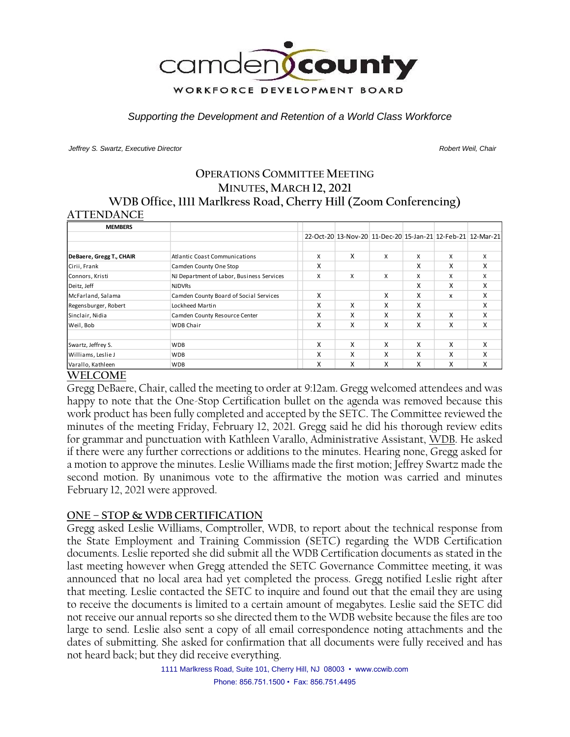camden county

WORKFORCE DEVELOPMENT BOARD

*Supporting the Development and Retention of a World Class Workforce*

*Jeffrey S. Swartz, Executive Director*

*Robert Weil, Chair*

# OPERATIONS COMMITTEE MEETING
## MINUTES, MARCH 12, 2021
## WDB Office, 1111 Marlkress Road, Cherry Hill (Zoom Conferencing)

## ATTENDANCE

| MEMBERS | | 22-Oct-20 | 13-Nov-20 | 11-Dec-20 | 15-Jan-21 | 12-Feb-21 | 12-Mar-21 |
|---|---|---|---|---|---|---|---|
| **DeBaere, Gregg T., CHAIR** | Atlantic Coast Communications | X | X | X | X | X | X |
| Cirii, Frank | Camden County One Stop | X | | | X | X | X |
| Connors, Kristi | NJ Department of Labor, Business Services | X | X | X | X | X | X |
| Deitz, Jeff | NJDVRs | | | | X | X | X |
| McFarland, Salama | Camden County Board of Social Services | X | | X | X | x | X |
| Regensburger, Robert | Lockheed Martin | X | X | X | X | | X |
| Sinclair, Nidia | Camden County Resource Center | X | X | X | X | X | X |
| Weil, Bob | WDB Chair | X | X | X | X | X | X |
| | | | | | | | |
| Swartz, Jeffrey S. | WDB | X | X | X | X | X | X |
| Williams, Leslie J | WDB | X | X | X | X | X | X |
| Varallo, Kathleen | WDB | X | X | X | X | X | X |

## WELCOME

Gregg DeBaere, Chair, called the meeting to order at 9:12am. Gregg welcomed attendees and was happy to note that the One-Stop Certification bullet on the agenda was removed because this work product has been fully completed and accepted by the SETC. The Committee reviewed the minutes of the meeting Friday, February 12, 2021. Gregg said he did his thorough review edits for grammar and punctuation with Kathleen Varallo, Administrative Assistant, WDB. He asked if there were any further corrections or additions to the minutes. Hearing none, Gregg asked for a motion to approve the minutes. Leslie Williams made the first motion; Jeffrey Swartz made the second motion. By unanimous vote to the affirmative the motion was carried and minutes February 12, 2021 were approved.

## ONE – STOP & WDB CERTIFICATION

Gregg asked Leslie Williams, Comptroller, WDB, to report about the technical response from the State Employment and Training Commission (SETC) regarding the WDB Certification documents. Leslie reported she did submit all the WDB Certification documents as stated in the last meeting however when Gregg attended the SETC Governance Committee meeting, it was announced that no local area had yet completed the process. Gregg notified Leslie right after that meeting. Leslie contacted the SETC to inquire and found out that the email they are using to receive the documents is limited to a certain amount of megabytes. Leslie said the SETC did not receive our annual reports so she directed them to the WDB website because the files are too large to send. Leslie also sent a copy of all email correspondence noting attachments and the dates of submitting. She asked for confirmation that all documents were fully received and has not heard back; but they did receive everything.

1111 Marlkress Road, Suite 101, Cherry Hill, NJ 08003 • www.ccwib.com
Phone: 856.751.1500 • Fax: 856.751.4495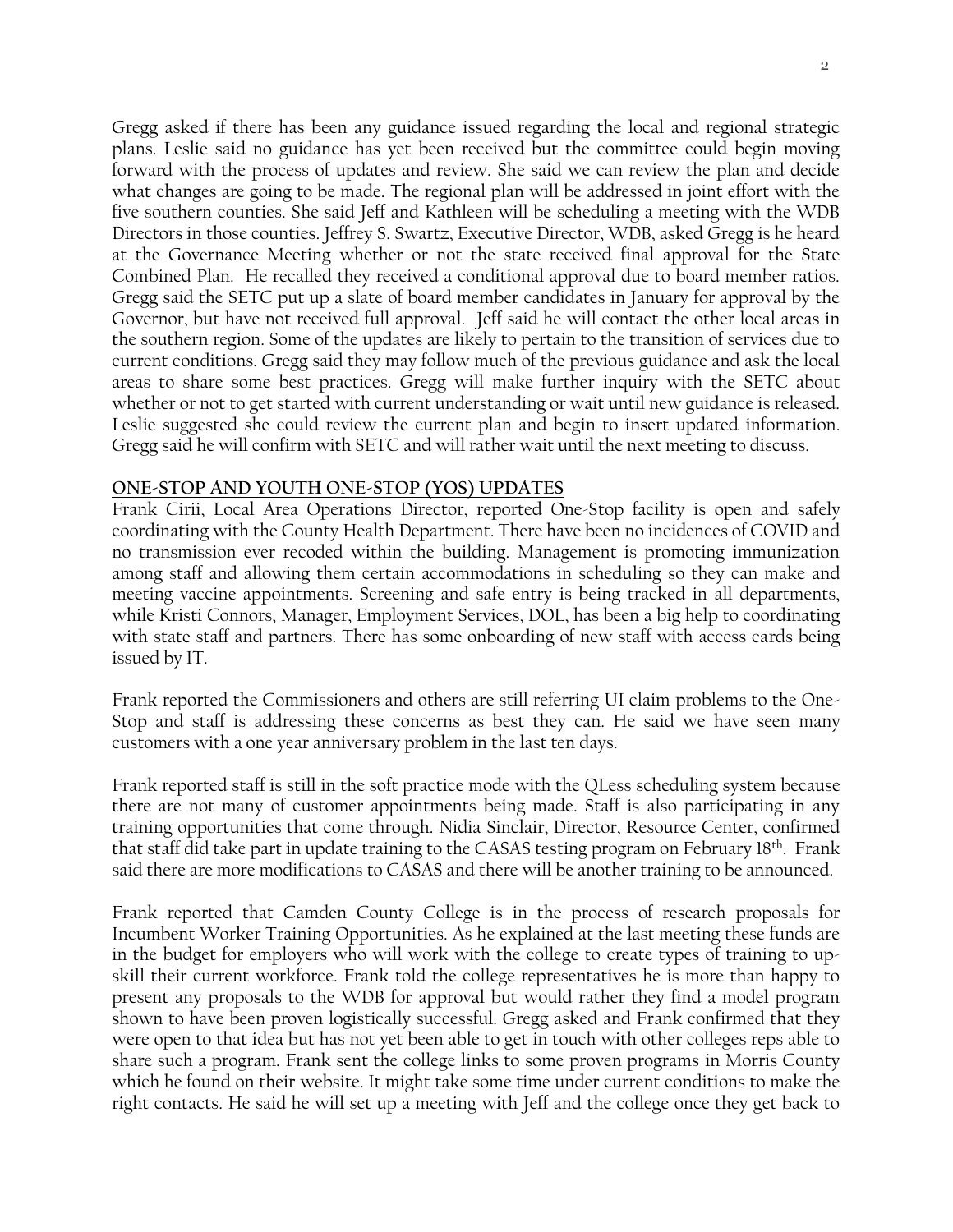Gregg asked if there has been any guidance issued regarding the local and regional strategic plans. Leslie said no guidance has yet been received but the committee could begin moving forward with the process of updates and review. She said we can review the plan and decide what changes are going to be made. The regional plan will be addressed in joint effort with the five southern counties. She said Jeff and Kathleen will be scheduling a meeting with the WDB Directors in those counties. Jeffrey S. Swartz, Executive Director, WDB, asked Gregg is he heard at the Governance Meeting whether or not the state received final approval for the State Combined Plan. He recalled they received a conditional approval due to board member ratios. Gregg said the SETC put up a slate of board member candidates in January for approval by the Governor, but have not received full approval. Jeff said he will contact the other local areas in the southern region. Some of the updates are likely to pertain to the transition of services due to current conditions. Gregg said they may follow much of the previous guidance and ask the local areas to share some best practices. Gregg will make further inquiry with the SETC about whether or not to get started with current understanding or wait until new guidance is released. Leslie suggested she could review the current plan and begin to insert updated information. Gregg said he will confirm with SETC and will rather wait until the next meeting to discuss.

## ONE-STOP AND YOUTH ONE-STOP (YOS) UPDATES

Frank Cirii, Local Area Operations Director, reported One-Stop facility is open and safely coordinating with the County Health Department. There have been no incidences of COVID and no transmission ever recoded within the building. Management is promoting immunization among staff and allowing them certain accommodations in scheduling so they can make and meeting vaccine appointments. Screening and safe entry is being tracked in all departments, while Kristi Connors, Manager, Employment Services, DOL, has been a big help to coordinating with state staff and partners. There has some onboarding of new staff with access cards being issued by IT.

Frank reported the Commissioners and others are still referring UI claim problems to the One-Stop and staff is addressing these concerns as best they can. He said we have seen many customers with a one year anniversary problem in the last ten days.

Frank reported staff is still in the soft practice mode with the QLess scheduling system because there are not many of customer appointments being made. Staff is also participating in any training opportunities that come through. Nidia Sinclair, Director, Resource Center, confirmed that staff did take part in update training to the CASAS testing program on February 18th. Frank said there are more modifications to CASAS and there will be another training to be announced.

Frank reported that Camden County College is in the process of research proposals for Incumbent Worker Training Opportunities. As he explained at the last meeting these funds are in the budget for employers who will work with the college to create types of training to up-skill their current workforce. Frank told the college representatives he is more than happy to present any proposals to the WDB for approval but would rather they find a model program shown to have been proven logistically successful. Gregg asked and Frank confirmed that they were open to that idea but has not yet been able to get in touch with other colleges reps able to share such a program. Frank sent the college links to some proven programs in Morris County which he found on their website. It might take some time under current conditions to make the right contacts. He said he will set up a meeting with Jeff and the college once they get back to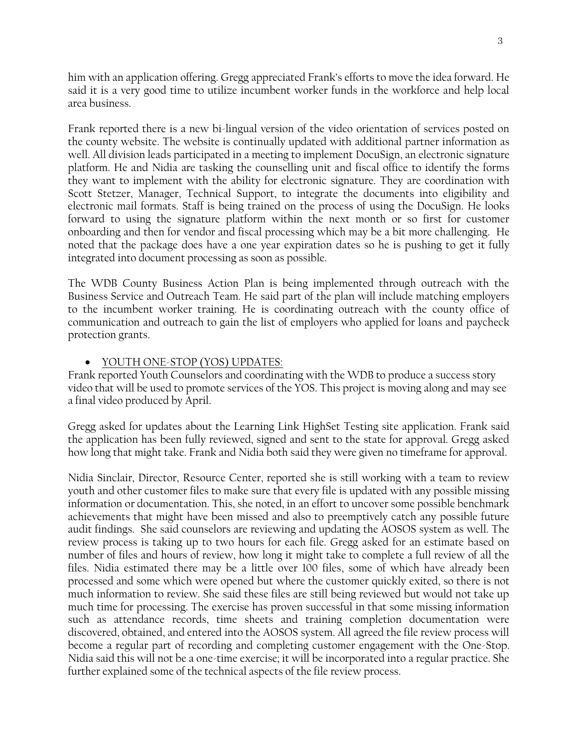him with an application offering. Gregg appreciated Frank's efforts to move the idea forward. He said it is a very good time to utilize incumbent worker funds in the workforce and help local area business.

Frank reported there is a new bi-lingual version of the video orientation of services posted on the county website. The website is continually updated with additional partner information as well. All division leads participated in a meeting to implement DocuSign, an electronic signature platform. He and Nidia are tasking the counselling unit and fiscal office to identify the forms they want to implement with the ability for electronic signature. They are coordination with Scott Stetzer, Manager, Technical Support, to integrate the documents into eligibility and electronic mail formats. Staff is being trained on the process of using the DocuSign. He looks forward to using the signature platform within the next month or so first for customer onboarding and then for vendor and fiscal processing which may be a bit more challenging. He noted that the package does have a one year expiration dates so he is pushing to get it fully integrated into document processing as soon as possible.

The WDB County Business Action Plan is being implemented through outreach with the Business Service and Outreach Team. He said part of the plan will include matching employers to the incumbent worker training. He is coordinating outreach with the county office of communication and outreach to gain the list of employers who applied for loans and paycheck protection grants.

- <u>YOUTH ONE-STOP (YOS) UPDATES:</u>

Frank reported Youth Counselors and coordinating with the WDB to produce a success story video that will be used to promote services of the YOS. This project is moving along and may see a final video produced by April.

Gregg asked for updates about the Learning Link HighSet Testing site application. Frank said the application has been fully reviewed, signed and sent to the state for approval. Gregg asked how long that might take. Frank and Nidia both said they were given no timeframe for approval.

Nidia Sinclair, Director, Resource Center, reported she is still working with a team to review youth and other customer files to make sure that every file is updated with any possible missing information or documentation. This, she noted, in an effort to uncover some possible benchmark achievements that might have been missed and also to preemptively catch any possible future audit findings. She said counselors are reviewing and updating the AOSOS system as well. The review process is taking up to two hours for each file. Gregg asked for an estimate based on number of files and hours of review, how long it might take to complete a full review of all the files. Nidia estimated there may be a little over 100 files, some of which have already been processed and some which were opened but where the customer quickly exited, so there is not much information to review. She said these files are still being reviewed but would not take up much time for processing. The exercise has proven successful in that some missing information such as attendance records, time sheets and training completion documentation were discovered, obtained, and entered into the AOSOS system. All agreed the file review process will become a regular part of recording and completing customer engagement with the One-Stop. Nidia said this will not be a one-time exercise; it will be incorporated into a regular practice. She further explained some of the technical aspects of the file review process.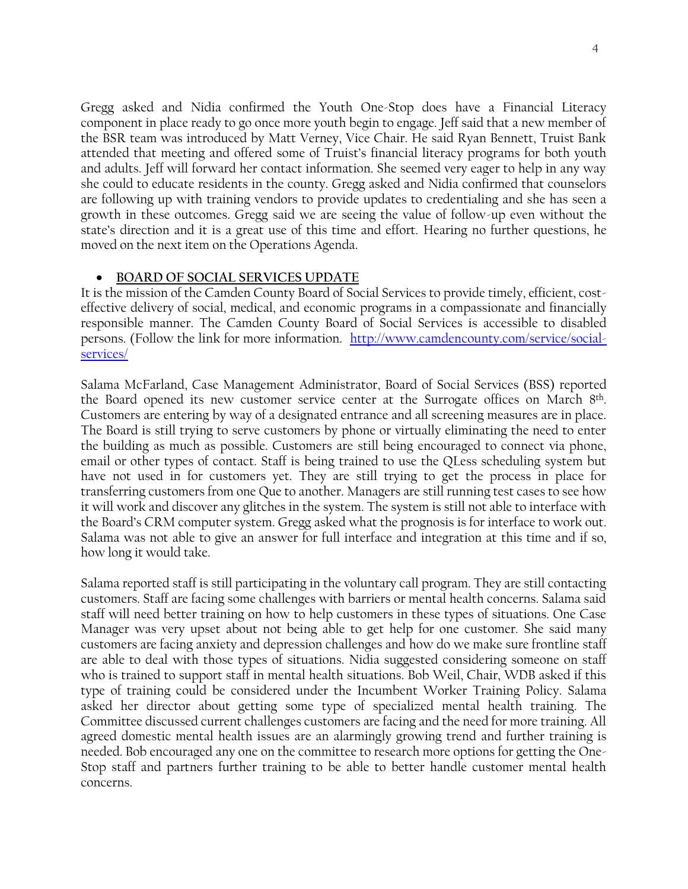Gregg asked and Nidia confirmed the Youth One-Stop does have a Financial Literacy component in place ready to go once more youth begin to engage. Jeff said that a new member of the BSR team was introduced by Matt Verney, Vice Chair. He said Ryan Bennett, Truist Bank attended that meeting and offered some of Truist's financial literacy programs for both youth and adults. Jeff will forward her contact information. She seemed very eager to help in any way she could to educate residents in the county. Gregg asked and Nidia confirmed that counselors are following up with training vendors to provide updates to credentialing and she has seen a growth in these outcomes. Gregg said we are seeing the value of follow-up even without the state's direction and it is a great use of this time and effort. Hearing no further questions, he moved on the next item on the Operations Agenda.

- **BOARD OF SOCIAL SERVICES UPDATE**

It is the mission of the Camden County Board of Social Services to provide timely, efficient, cost-effective delivery of social, medical, and economic programs in a compassionate and financially responsible manner. The Camden County Board of Social Services is accessible to disabled persons. (Follow the link for more information. [http://www.camdencounty.com/service/social-services/](http://www.camdencounty.com/service/social-services/)

Salama McFarland, Case Management Administrator, Board of Social Services (BSS) reported the Board opened its new customer service center at the Surrogate offices on March 8th. Customers are entering by way of a designated entrance and all screening measures are in place. The Board is still trying to serve customers by phone or virtually eliminating the need to enter the building as much as possible. Customers are still being encouraged to connect via phone, email or other types of contact. Staff is being trained to use the QLess scheduling system but have not used in for customers yet. They are still trying to get the process in place for transferring customers from one Que to another. Managers are still running test cases to see how it will work and discover any glitches in the system. The system is still not able to interface with the Board's CRM computer system. Gregg asked what the prognosis is for interface to work out. Salama was not able to give an answer for full interface and integration at this time and if so, how long it would take.

Salama reported staff is still participating in the voluntary call program. They are still contacting customers. Staff are facing some challenges with barriers or mental health concerns. Salama said staff will need better training on how to help customers in these types of situations. One Case Manager was very upset about not being able to get help for one customer. She said many customers are facing anxiety and depression challenges and how do we make sure frontline staff are able to deal with those types of situations. Nidia suggested considering someone on staff who is trained to support staff in mental health situations. Bob Weil, Chair, WDB asked if this type of training could be considered under the Incumbent Worker Training Policy. Salama asked her director about getting some type of specialized mental health training. The Committee discussed current challenges customers are facing and the need for more training. All agreed domestic mental health issues are an alarmingly growing trend and further training is needed. Bob encouraged any one on the committee to research more options for getting the One-Stop staff and partners further training to be able to better handle customer mental health concerns.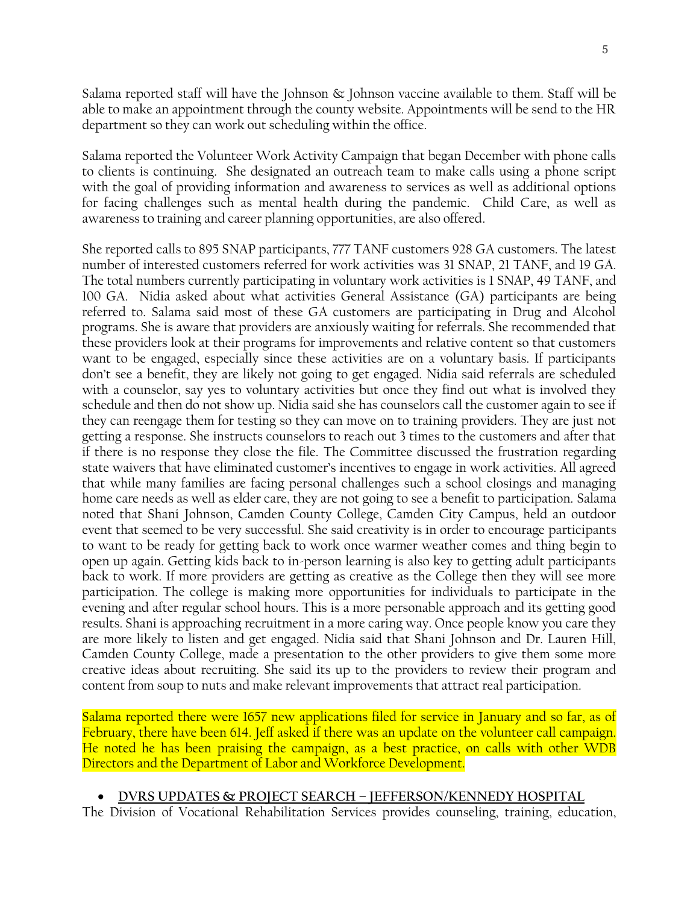Salama reported staff will have the Johnson & Johnson vaccine available to them. Staff will be able to make an appointment through the county website. Appointments will be send to the HR department so they can work out scheduling within the office.

Salama reported the Volunteer Work Activity Campaign that began December with phone calls to clients is continuing. She designated an outreach team to make calls using a phone script with the goal of providing information and awareness to services as well as additional options for facing challenges such as mental health during the pandemic. Child Care, as well as awareness to training and career planning opportunities, are also offered.

She reported calls to 895 SNAP participants, 777 TANF customers 928 GA customers. The latest number of interested customers referred for work activities was 31 SNAP, 21 TANF, and 19 GA. The total numbers currently participating in voluntary work activities is 1 SNAP, 49 TANF, and 100 GA. Nidia asked about what activities General Assistance (GA) participants are being referred to. Salama said most of these GA customers are participating in Drug and Alcohol programs. She is aware that providers are anxiously waiting for referrals. She recommended that these providers look at their programs for improvements and relative content so that customers want to be engaged, especially since these activities are on a voluntary basis. If participants don't see a benefit, they are likely not going to get engaged. Nidia said referrals are scheduled with a counselor, say yes to voluntary activities but once they find out what is involved they schedule and then do not show up. Nidia said she has counselors call the customer again to see if they can reengage them for testing so they can move on to training providers. They are just not getting a response. She instructs counselors to reach out 3 times to the customers and after that if there is no response they close the file. The Committee discussed the frustration regarding state waivers that have eliminated customer's incentives to engage in work activities. All agreed that while many families are facing personal challenges such a school closings and managing home care needs as well as elder care, they are not going to see a benefit to participation. Salama noted that Shani Johnson, Camden County College, Camden City Campus, held an outdoor event that seemed to be very successful. She said creativity is in order to encourage participants to want to be ready for getting back to work once warmer weather comes and thing begin to open up again. Getting kids back to in-person learning is also key to getting adult participants back to work. If more providers are getting as creative as the College then they will see more participation. The college is making more opportunities for individuals to participate in the evening and after regular school hours. This is a more personable approach and its getting good results. Shani is approaching recruitment in a more caring way. Once people know you care they are more likely to listen and get engaged. Nidia said that Shani Johnson and Dr. Lauren Hill, Camden County College, made a presentation to the other providers to give them some more creative ideas about recruiting. She said its up to the providers to review their program and content from soup to nuts and make relevant improvements that attract real participation.

Salama reported there were 1657 new applications filed for service in January and so far, as of February, there have been 614. Jeff asked if there was an update on the volunteer call campaign. He noted he has been praising the campaign, as a best practice, on calls with other WDB Directors and the Department of Labor and Workforce Development.

- **DVRS UPDATES & PROJECT SEARCH – JEFFERSON/KENNEDY HOSPITAL**

The Division of Vocational Rehabilitation Services provides counseling, training, education,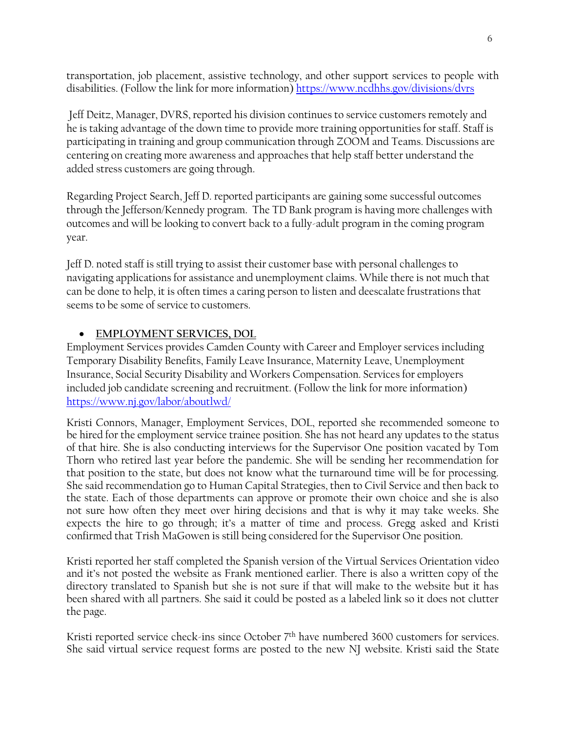transportation, job placement, assistive technology, and other support services to people with disabilities. (Follow the link for more information) https://www.ncdhhs.gov/divisions/dvrs

Jeff Deitz, Manager, DVRS, reported his division continues to service customers remotely and he is taking advantage of the down time to provide more training opportunities for staff. Staff is participating in training and group communication through ZOOM and Teams. Discussions are centering on creating more awareness and approaches that help staff better understand the added stress customers are going through.

Regarding Project Search, Jeff D. reported participants are gaining some successful outcomes through the Jefferson/Kennedy program. The TD Bank program is having more challenges with outcomes and will be looking to convert back to a fully-adult program in the coming program year.

Jeff D. noted staff is still trying to assist their customer base with personal challenges to navigating applications for assistance and unemployment claims. While there is not much that can be done to help, it is often times a caring person to listen and deescalate frustrations that seems to be some of service to customers.

- **EMPLOYMENT SERVICES, DOL**

Employment Services provides Camden County with Career and Employer services including Temporary Disability Benefits, Family Leave Insurance, Maternity Leave, Unemployment Insurance, Social Security Disability and Workers Compensation. Services for employers included job candidate screening and recruitment. (Follow the link for more information) https://www.nj.gov/labor/aboutlwd/

Kristi Connors, Manager, Employment Services, DOL, reported she recommended someone to be hired for the employment service trainee position. She has not heard any updates to the status of that hire. She is also conducting interviews for the Supervisor One position vacated by Tom Thorn who retired last year before the pandemic. She will be sending her recommendation for that position to the state, but does not know what the turnaround time will be for processing. She said recommendation go to Human Capital Strategies, then to Civil Service and then back to the state. Each of those departments can approve or promote their own choice and she is also not sure how often they meet over hiring decisions and that is why it may take weeks. She expects the hire to go through; it's a matter of time and process. Gregg asked and Kristi confirmed that Trish MaGowen is still being considered for the Supervisor One position.

Kristi reported her staff completed the Spanish version of the Virtual Services Orientation video and it's not posted the website as Frank mentioned earlier. There is also a written copy of the directory translated to Spanish but she is not sure if that will make to the website but it has been shared with all partners. She said it could be posted as a labeled link so it does not clutter the page.

Kristi reported service check-ins since October 7th have numbered 3600 customers for services. She said virtual service request forms are posted to the new NJ website. Kristi said the State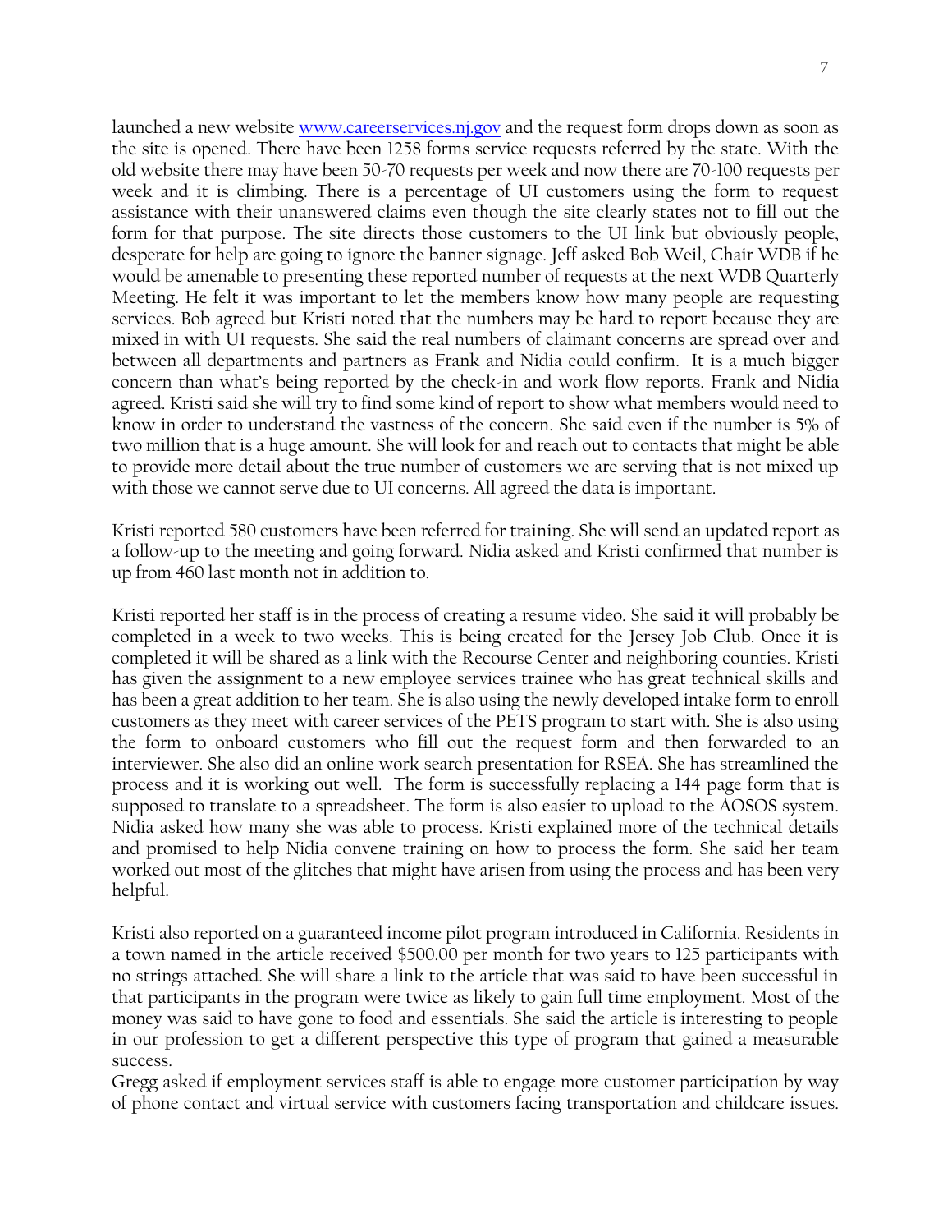launched a new website [www.careerservices.nj.gov](www.careerservices.nj.gov) and the request form drops down as soon as the site is opened. There have been 1258 forms service requests referred by the state. With the old website there may have been 50-70 requests per week and now there are 70-100 requests per week and it is climbing. There is a percentage of UI customers using the form to request assistance with their unanswered claims even though the site clearly states not to fill out the form for that purpose. The site directs those customers to the UI link but obviously people, desperate for help are going to ignore the banner signage. Jeff asked Bob Weil, Chair WDB if he would be amenable to presenting these reported number of requests at the next WDB Quarterly Meeting. He felt it was important to let the members know how many people are requesting services. Bob agreed but Kristi noted that the numbers may be hard to report because they are mixed in with UI requests. She said the real numbers of claimant concerns are spread over and between all departments and partners as Frank and Nidia could confirm. It is a much bigger concern than what's being reported by the check-in and work flow reports. Frank and Nidia agreed. Kristi said she will try to find some kind of report to show what members would need to know in order to understand the vastness of the concern. She said even if the number is 5% of two million that is a huge amount. She will look for and reach out to contacts that might be able to provide more detail about the true number of customers we are serving that is not mixed up with those we cannot serve due to UI concerns. All agreed the data is important.

Kristi reported 580 customers have been referred for training. She will send an updated report as a follow-up to the meeting and going forward. Nidia asked and Kristi confirmed that number is up from 460 last month not in addition to.

Kristi reported her staff is in the process of creating a resume video. She said it will probably be completed in a week to two weeks. This is being created for the Jersey Job Club. Once it is completed it will be shared as a link with the Recourse Center and neighboring counties. Kristi has given the assignment to a new employee services trainee who has great technical skills and has been a great addition to her team. She is also using the newly developed intake form to enroll customers as they meet with career services of the PETS program to start with. She is also using the form to onboard customers who fill out the request form and then forwarded to an interviewer. She also did an online work search presentation for RSEA. She has streamlined the process and it is working out well. The form is successfully replacing a 144 page form that is supposed to translate to a spreadsheet. The form is also easier to upload to the AOSOS system. Nidia asked how many she was able to process. Kristi explained more of the technical details and promised to help Nidia convene training on how to process the form. She said her team worked out most of the glitches that might have arisen from using the process and has been very helpful.

Kristi also reported on a guaranteed income pilot program introduced in California. Residents in a town named in the article received $500.00 per month for two years to 125 participants with no strings attached. She will share a link to the article that was said to have been successful in that participants in the program were twice as likely to gain full time employment. Most of the money was said to have gone to food and essentials. She said the article is interesting to people in our profession to get a different perspective this type of program that gained a measurable success.

Gregg asked if employment services staff is able to engage more customer participation by way of phone contact and virtual service with customers facing transportation and childcare issues.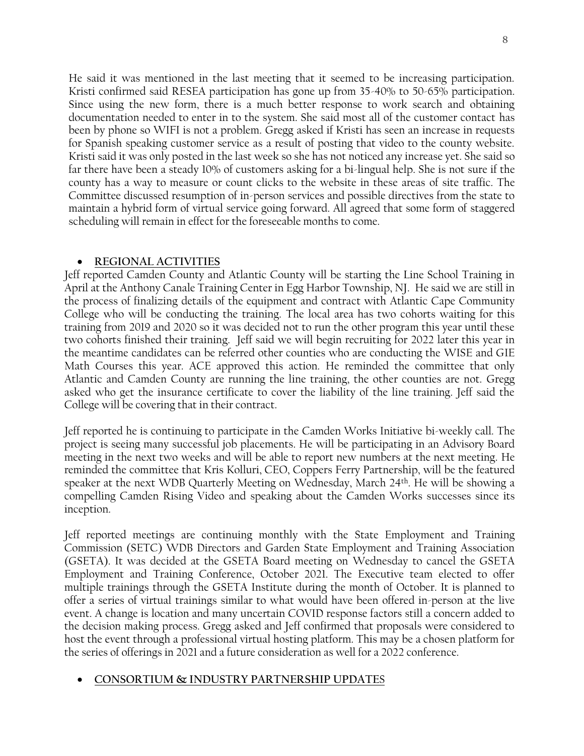He said it was mentioned in the last meeting that it seemed to be increasing participation. Kristi confirmed said RESEA participation has gone up from 35-40% to 50-65% participation. Since using the new form, there is a much better response to work search and obtaining documentation needed to enter in to the system. She said most all of the customer contact has been by phone so WIFI is not a problem. Gregg asked if Kristi has seen an increase in requests for Spanish speaking customer service as a result of posting that video to the county website. Kristi said it was only posted in the last week so she has not noticed any increase yet. She said so far there have been a steady 10% of customers asking for a bi-lingual help. She is not sure if the county has a way to measure or count clicks to the website in these areas of site traffic. The Committee discussed resumption of in-person services and possible directives from the state to maintain a hybrid form of virtual service going forward. All agreed that some form of staggered scheduling will remain in effect for the foreseeable months to come.

- **REGIONAL ACTIVITIES**

Jeff reported Camden County and Atlantic County will be starting the Line School Training in April at the Anthony Canale Training Center in Egg Harbor Township, NJ. He said we are still in the process of finalizing details of the equipment and contract with Atlantic Cape Community College who will be conducting the training. The local area has two cohorts waiting for this training from 2019 and 2020 so it was decided not to run the other program this year until these two cohorts finished their training. Jeff said we will begin recruiting for 2022 later this year in the meantime candidates can be referred other counties who are conducting the WISE and GIE Math Courses this year. ACE approved this action. He reminded the committee that only Atlantic and Camden County are running the line training, the other counties are not. Gregg asked who get the insurance certificate to cover the liability of the line training. Jeff said the College will be covering that in their contract.

Jeff reported he is continuing to participate in the Camden Works Initiative bi-weekly call. The project is seeing many successful job placements. He will be participating in an Advisory Board meeting in the next two weeks and will be able to report new numbers at the next meeting. He reminded the committee that Kris Kolluri, CEO, Coppers Ferry Partnership, will be the featured speaker at the next WDB Quarterly Meeting on Wednesday, March 24th. He will be showing a compelling Camden Rising Video and speaking about the Camden Works successes since its inception.

Jeff reported meetings are continuing monthly with the State Employment and Training Commission (SETC) WDB Directors and Garden State Employment and Training Association (GSETA). It was decided at the GSETA Board meeting on Wednesday to cancel the GSETA Employment and Training Conference, October 2021. The Executive team elected to offer multiple trainings through the GSETA Institute during the month of October. It is planned to offer a series of virtual trainings similar to what would have been offered in-person at the live event. A change is location and many uncertain COVID response factors still a concern added to the decision making process. Gregg asked and Jeff confirmed that proposals were considered to host the event through a professional virtual hosting platform. This may be a chosen platform for the series of offerings in 2021 and a future consideration as well for a 2022 conference.

- **CONSORTIUM & INDUSTRY PARTNERSHIP UPDATES**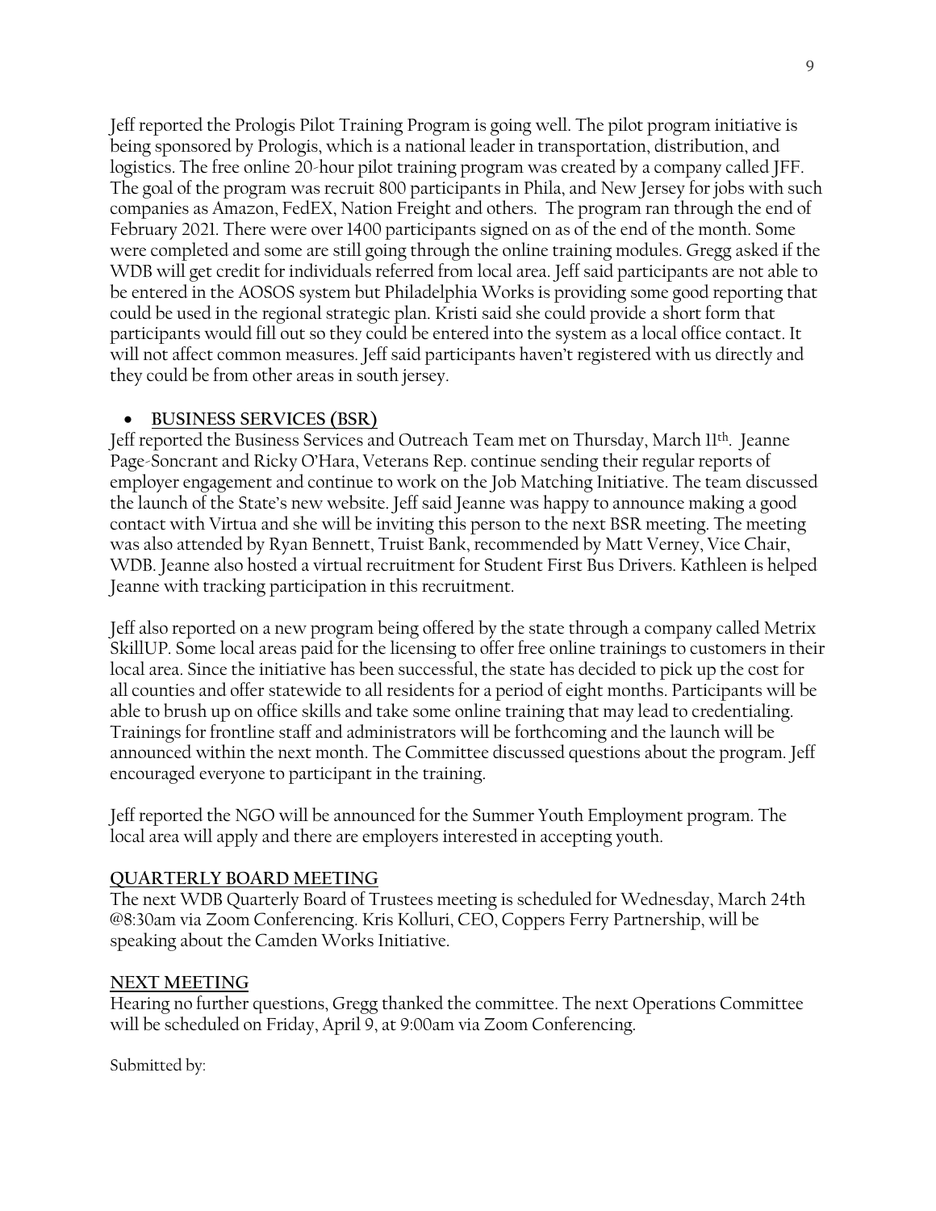Jeff reported the Prologis Pilot Training Program is going well. The pilot program initiative is being sponsored by Prologis, which is a national leader in transportation, distribution, and logistics. The free online 20-hour pilot training program was created by a company called JFF. The goal of the program was recruit 800 participants in Phila, and New Jersey for jobs with such companies as Amazon, FedEX, Nation Freight and others. The program ran through the end of February 2021. There were over 1400 participants signed on as of the end of the month. Some were completed and some are still going through the online training modules. Gregg asked if the WDB will get credit for individuals referred from local area. Jeff said participants are not able to be entered in the AOSOS system but Philadelphia Works is providing some good reporting that could be used in the regional strategic plan. Kristi said she could provide a short form that participants would fill out so they could be entered into the system as a local office contact. It will not affect common measures. Jeff said participants haven't registered with us directly and they could be from other areas in south jersey.

- **BUSINESS SERVICES (BSR)**

Jeff reported the Business Services and Outreach Team met on Thursday, March 11th. Jeanne Page-Soncrant and Ricky O'Hara, Veterans Rep. continue sending their regular reports of employer engagement and continue to work on the Job Matching Initiative. The team discussed the launch of the State's new website. Jeff said Jeanne was happy to announce making a good contact with Virtua and she will be inviting this person to the next BSR meeting. The meeting was also attended by Ryan Bennett, Truist Bank, recommended by Matt Verney, Vice Chair, WDB. Jeanne also hosted a virtual recruitment for Student First Bus Drivers. Kathleen is helped Jeanne with tracking participation in this recruitment.

Jeff also reported on a new program being offered by the state through a company called Metrix SkillUP. Some local areas paid for the licensing to offer free online trainings to customers in their local area. Since the initiative has been successful, the state has decided to pick up the cost for all counties and offer statewide to all residents for a period of eight months. Participants will be able to brush up on office skills and take some online training that may lead to credentialing. Trainings for frontline staff and administrators will be forthcoming and the launch will be announced within the next month. The Committee discussed questions about the program. Jeff encouraged everyone to participant in the training.

Jeff reported the NGO will be announced for the Summer Youth Employment program. The local area will apply and there are employers interested in accepting youth.

## QUARTERLY BOARD MEETING

The next WDB Quarterly Board of Trustees meeting is scheduled for Wednesday, March 24th @8:30am via Zoom Conferencing. Kris Kolluri, CEO, Coppers Ferry Partnership, will be speaking about the Camden Works Initiative.

## NEXT MEETING

Hearing no further questions, Gregg thanked the committee. The next Operations Committee will be scheduled on Friday, April 9, at 9:00am via Zoom Conferencing.

Submitted by: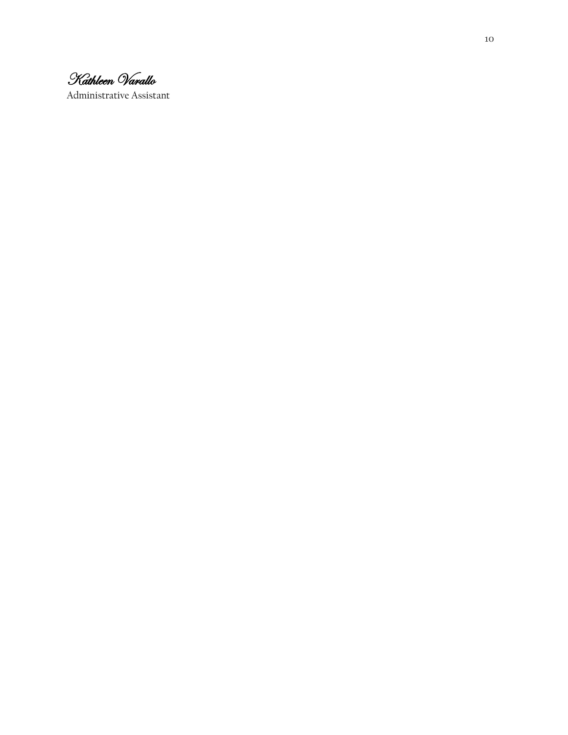*Kathleen Varallo*

Administrative Assistant